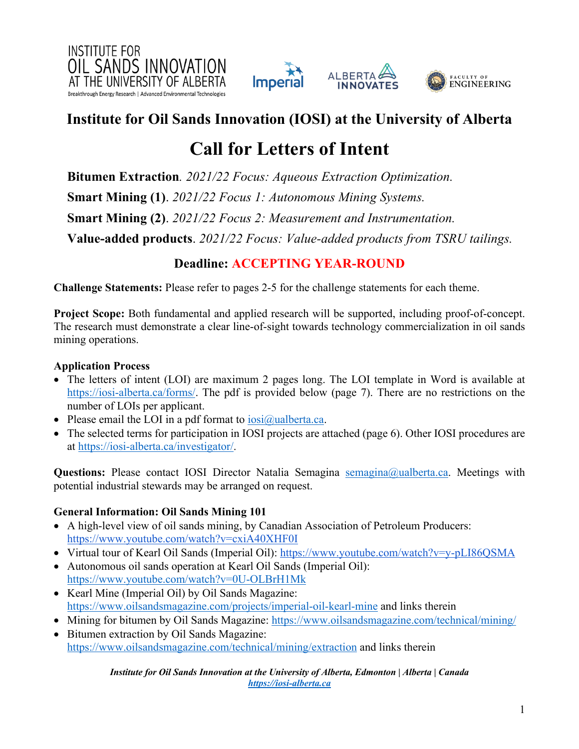# Institute for Oil Sands Innovation (IOSI) at the University of Alberta

# Call for Letters of Intent

**Bitumen Extraction**. *2021/22 Focus: Aqueous Extraction Optimization.*

**Smart Mining (1)**. *2021/22 Focus 1: Autonomous Mining Systems.*

**Smart Mining (2)**. *2021/22 Focus 2: Measurement and Instrumentation.*

**Value-added products**. *2021/22 Focus: Value-added products from TSRU tailings.*

## Deadline: ACCEPTING YEAR-ROUND

**Challenge Statements:** Please refer to pages 2-5 for the challenge statements for each theme.

**Project Scope:** Both fundamental and applied research will be supported, including proof-of-concept. The research must demonstrate a clear line-of-sight towards technology commercialization in oil sands mining operations.

### Application Process

- The letters of intent (LOI) are maximum 2 pages long. The LOI template in Word is available at https://iosi-alberta.ca/forms/. The pdf is provided below (page 7). There are no restrictions on the number of LOIs per applicant.
- Please email the LOI in a pdf format to iosi@ualberta.ca.
- The selected terms for participation in IOSI projects are attached (page 6). Other IOSI procedures are at https://iosi-alberta.ca/investigator/.

**Questions:** Please contact IOSI Director Natalia Semagina semagina@ualberta.ca. Meetings with potential industrial stewards may be arranged on request.

### General Information: Oil Sands Mining 101

- A high-level view of oil sands mining, by Canadian Association of Petroleum Producers: https://www.youtube.com/watch?v=cxiA40XHF0I
- Virtual tour of Kearl Oil Sands (Imperial Oil): https://www.youtube.com/watch?v=y-pLI86QSMA
- Autonomous oil sands operation at Kearl Oil Sands (Imperial Oil): https://www.youtube.com/watch?v=0U-OLBrH1Mk
- Kearl Mine (Imperial Oil) by Oil Sands Magazine: https://www.oilsandsmagazine.com/projects/imperial-oil-kearl-mine and links therein
- Mining for bitumen by Oil Sands Magazine: https://www.oilsandsmagazine.com/technical/mining/
- Bitumen extraction by Oil Sands Magazine: https://www.oilsandsmagazine.com/technical/mining/extraction and links therein

*Institute for Oil Sands Innovation at the University of Alberta, Edmonton | Alberta | Canada*
*https://iosi-alberta.ca*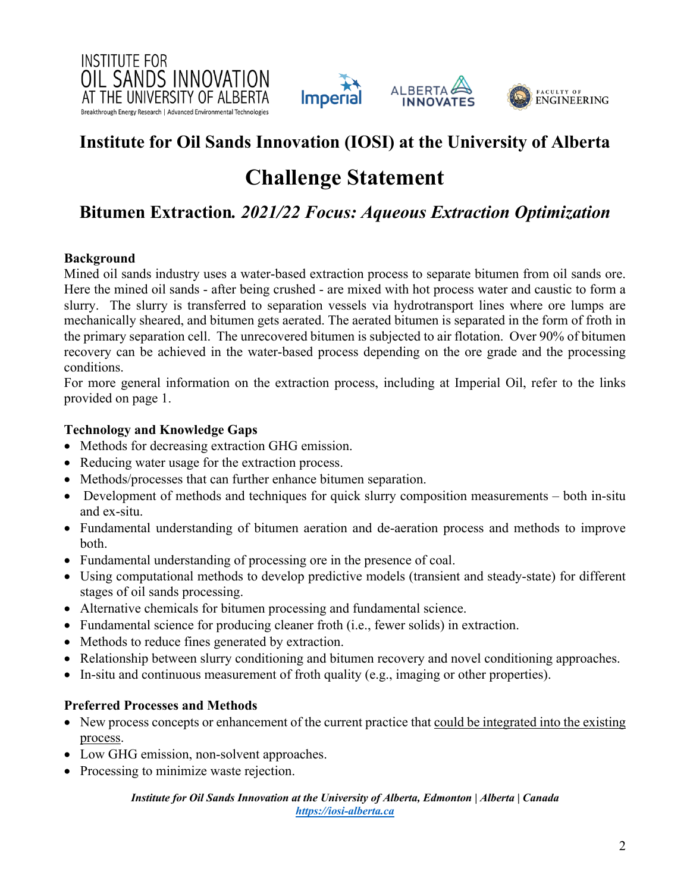# Institute for Oil Sands Innovation (IOSI) at the University of Alberta

# Challenge Statement

## Bitumen Extraction*. 2021/22 Focus: Aqueous Extraction Optimization*

### Background

Mined oil sands industry uses a water-based extraction process to separate bitumen from oil sands ore. Here the mined oil sands - after being crushed - are mixed with hot process water and caustic to form a slurry. The slurry is transferred to separation vessels via hydrotransport lines where ore lumps are mechanically sheared, and bitumen gets aerated. The aerated bitumen is separated in the form of froth in the primary separation cell. The unrecovered bitumen is subjected to air flotation. Over 90% of bitumen recovery can be achieved in the water-based process depending on the ore grade and the processing conditions.

For more general information on the extraction process, including at Imperial Oil, refer to the links provided on page 1.

### Technology and Knowledge Gaps

- Methods for decreasing extraction GHG emission.
- Reducing water usage for the extraction process.
- Methods/processes that can further enhance bitumen separation.
- Development of methods and techniques for quick slurry composition measurements – both in-situ and ex-situ.
- Fundamental understanding of bitumen aeration and de-aeration process and methods to improve both.
- Fundamental understanding of processing ore in the presence of coal.
- Using computational methods to develop predictive models (transient and steady-state) for different stages of oil sands processing.
- Alternative chemicals for bitumen processing and fundamental science.
- Fundamental science for producing cleaner froth (i.e., fewer solids) in extraction.
- Methods to reduce fines generated by extraction.
- Relationship between slurry conditioning and bitumen recovery and novel conditioning approaches.
- In-situ and continuous measurement of froth quality (e.g., imaging or other properties).

### Preferred Processes and Methods

- New process concepts or enhancement of the current practice that could be integrated into the existing process.
- Low GHG emission, non-solvent approaches.
- Processing to minimize waste rejection.

***Institute for Oil Sands Innovation at the University of Alberta, Edmonton | Alberta | Canada***
***https://iosi-alberta.ca***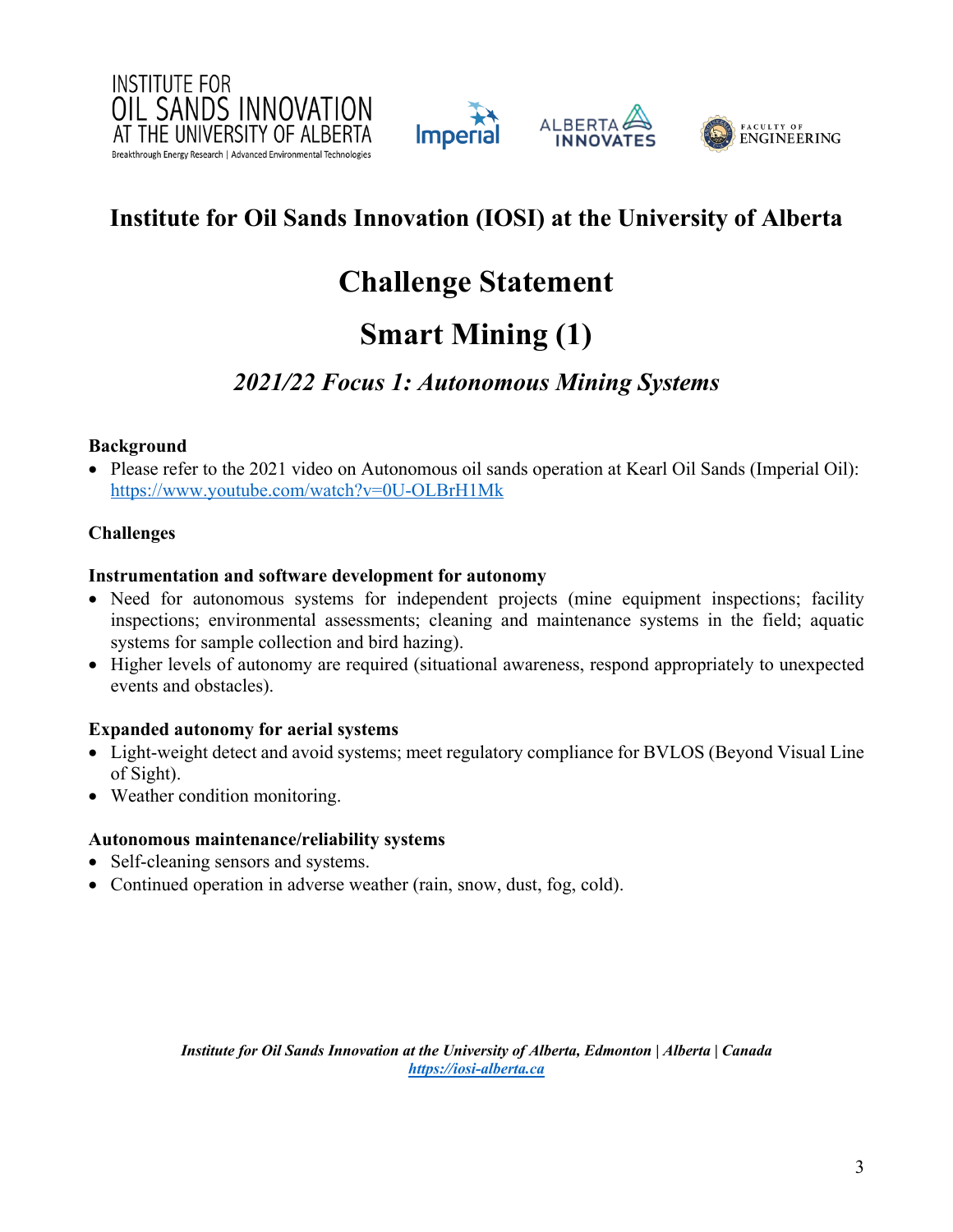# Institute for Oil Sands Innovation (IOSI) at the University of Alberta

# Challenge Statement

# Smart Mining (1)

## *2021/22 Focus 1: Autonomous Mining Systems*

**Background**

- Please refer to the 2021 video on Autonomous oil sands operation at Kearl Oil Sands (Imperial Oil): https://www.youtube.com/watch?v=0U-OLBrH1Mk

**Challenges**

**Instrumentation and software development for autonomy**

- Need for autonomous systems for independent projects (mine equipment inspections; facility inspections; environmental assessments; cleaning and maintenance systems in the field; aquatic systems for sample collection and bird hazing).
- Higher levels of autonomy are required (situational awareness, respond appropriately to unexpected events and obstacles).

**Expanded autonomy for aerial systems**

- Light-weight detect and avoid systems; meet regulatory compliance for BVLOS (Beyond Visual Line of Sight).
- Weather condition monitoring.

**Autonomous maintenance/reliability systems**

- Self-cleaning sensors and systems.
- Continued operation in adverse weather (rain, snow, dust, fog, cold).

*Institute for Oil Sands Innovation at the University of Alberta, Edmonton | Alberta | Canada*
*https://iosi-alberta.ca*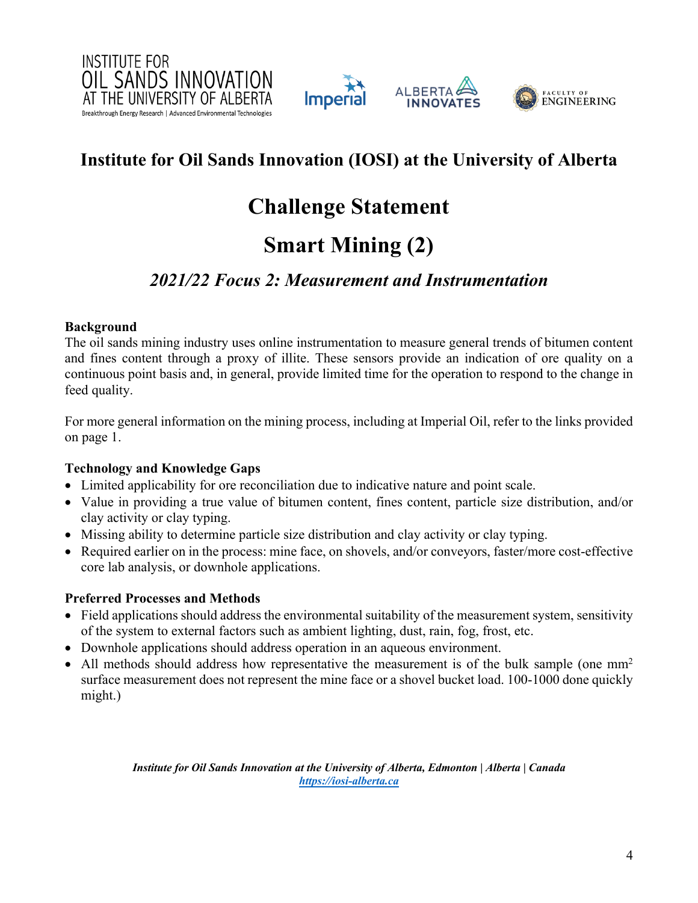# Institute for Oil Sands Innovation (IOSI) at the University of Alberta

# Challenge Statement

# Smart Mining (2)

## *2021/22 Focus 2: Measurement and Instrumentation*

**Background**

The oil sands mining industry uses online instrumentation to measure general trends of bitumen content and fines content through a proxy of illite. These sensors provide an indication of ore quality on a continuous point basis and, in general, provide limited time for the operation to respond to the change in feed quality.

For more general information on the mining process, including at Imperial Oil, refer to the links provided on page 1.

**Technology and Knowledge Gaps**

- Limited applicability for ore reconciliation due to indicative nature and point scale.
- Value in providing a true value of bitumen content, fines content, particle size distribution, and/or clay activity or clay typing.
- Missing ability to determine particle size distribution and clay activity or clay typing.
- Required earlier on in the process: mine face, on shovels, and/or conveyors, faster/more cost-effective core lab analysis, or downhole applications.

**Preferred Processes and Methods**

- Field applications should address the environmental suitability of the measurement system, sensitivity of the system to external factors such as ambient lighting, dust, rain, fog, frost, etc.
- Downhole applications should address operation in an aqueous environment.
- All methods should address how representative the measurement is of the bulk sample (one $mm^2$ surface measurement does not represent the mine face or a shovel bucket load. 100-1000 done quickly might.)

*Institute for Oil Sands Innovation at the University of Alberta, Edmonton | Alberta | Canada*
*https://iosi-alberta.ca*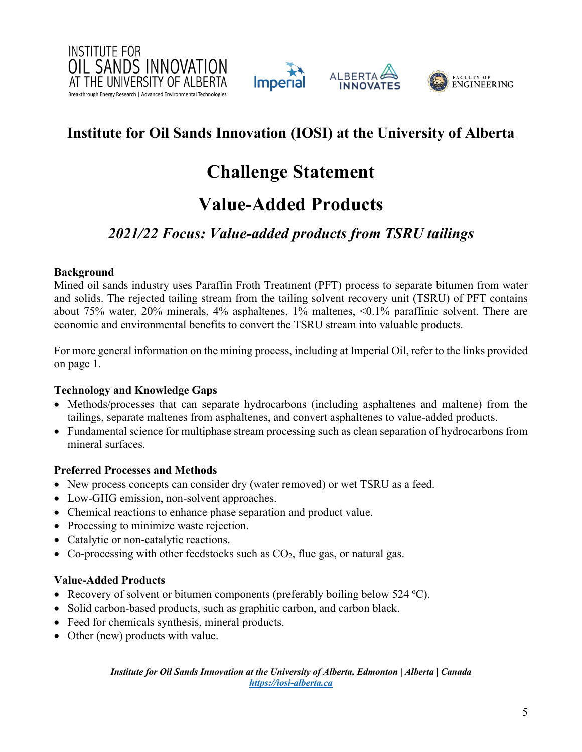# Institute for Oil Sands Innovation (IOSI) at the University of Alberta

## Challenge Statement

## Value-Added Products

### *2021/22 Focus: Value-added products from TSRU tailings*

**Background**

Mined oil sands industry uses Paraffin Froth Treatment (PFT) process to separate bitumen from water and solids. The rejected tailing stream from the tailing solvent recovery unit (TSRU) of PFT contains about 75% water, 20% minerals, 4% asphaltenes, 1% maltenes, <0.1% paraffinic solvent. There are economic and environmental benefits to convert the TSRU stream into valuable products.

For more general information on the mining process, including at Imperial Oil, refer to the links provided on page 1.

**Technology and Knowledge Gaps**

- Methods/processes that can separate hydrocarbons (including asphaltenes and maltene) from the tailings, separate maltenes from asphaltenes, and convert asphaltenes to value-added products.
- Fundamental science for multiphase stream processing such as clean separation of hydrocarbons from mineral surfaces.

**Preferred Processes and Methods**

- New process concepts can consider dry (water removed) or wet TSRU as a feed.
- Low-GHG emission, non-solvent approaches.
- Chemical reactions to enhance phase separation and product value.
- Processing to minimize waste rejection.
- Catalytic or non-catalytic reactions.
- Co-processing with other feedstocks such as $CO_2$, flue gas, or natural gas.

**Value-Added Products**

- Recovery of solvent or bitumen components (preferably boiling below 524 ºC).
- Solid carbon-based products, such as graphitic carbon, and carbon black.
- Feed for chemicals synthesis, mineral products.
- Other (new) products with value.

*Institute for Oil Sands Innovation at the University of Alberta, Edmonton | Alberta | Canada*
*https://iosi-alberta.ca*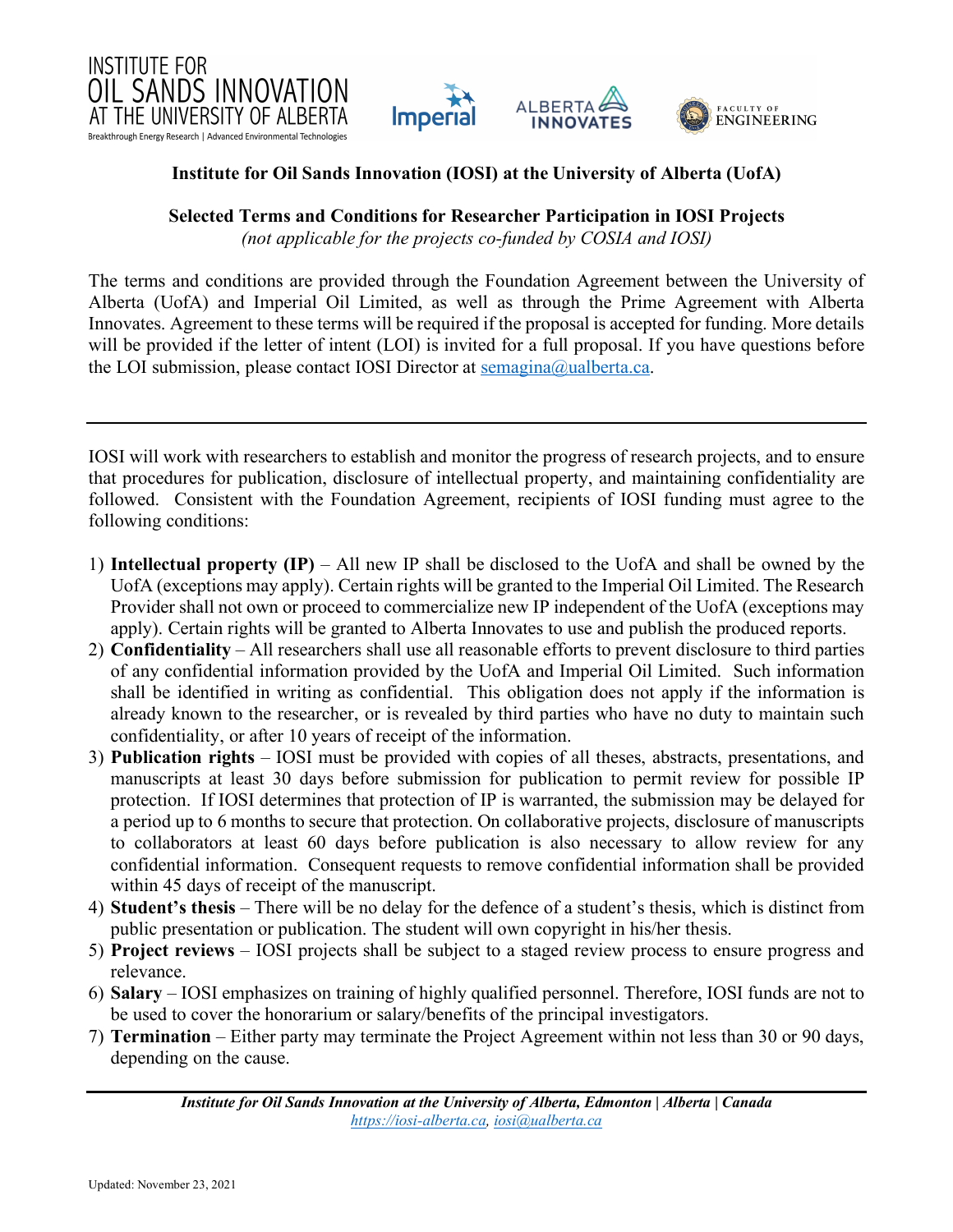**Institute for Oil Sands Innovation (IOSI) at the University of Alberta (UofA)**

**Selected Terms and Conditions for Researcher Participation in IOSI Projects**

*(not applicable for the projects co-funded by COSIA and IOSI)*

The terms and conditions are provided through the Foundation Agreement between the University of Alberta (UofA) and Imperial Oil Limited, as well as through the Prime Agreement with Alberta Innovates. Agreement to these terms will be required if the proposal is accepted for funding. More details will be provided if the letter of intent (LOI) is invited for a full proposal. If you have questions before the LOI submission, please contact IOSI Director at [semagina@ualberta.ca](mailto:semagina@ualberta.ca).

---

IOSI will work with researchers to establish and monitor the progress of research projects, and to ensure that procedures for publication, disclosure of intellectual property, and maintaining confidentiality are followed. Consistent with the Foundation Agreement, recipients of IOSI funding must agree to the following conditions:

1) **Intellectual property (IP)** – All new IP shall be disclosed to the UofA and shall be owned by the UofA (exceptions may apply). Certain rights will be granted to the Imperial Oil Limited. The Research Provider shall not own or proceed to commercialize new IP independent of the UofA (exceptions may apply). Certain rights will be granted to Alberta Innovates to use and publish the produced reports.
2) **Confidentiality** – All researchers shall use all reasonable efforts to prevent disclosure to third parties of any confidential information provided by the UofA and Imperial Oil Limited. Such information shall be identified in writing as confidential. This obligation does not apply if the information is already known to the researcher, or is revealed by third parties who have no duty to maintain such confidentiality, or after 10 years of receipt of the information.
3) **Publication rights** – IOSI must be provided with copies of all theses, abstracts, presentations, and manuscripts at least 30 days before submission for publication to permit review for possible IP protection. If IOSI determines that protection of IP is warranted, the submission may be delayed for a period up to 6 months to secure that protection. On collaborative projects, disclosure of manuscripts to collaborators at least 60 days before publication is also necessary to allow review for any confidential information. Consequent requests to remove confidential information shall be provided within 45 days of receipt of the manuscript.
4) **Student's thesis** – There will be no delay for the defence of a student's thesis, which is distinct from public presentation or publication. The student will own copyright in his/her thesis.
5) **Project reviews** – IOSI projects shall be subject to a staged review process to ensure progress and relevance.
6) **Salary** – IOSI emphasizes on training of highly qualified personnel. Therefore, IOSI funds are not to be used to cover the honorarium or salary/benefits of the principal investigators.
7) **Termination** – Either party may terminate the Project Agreement within not less than 30 or 90 days, depending on the cause.

---

***Institute for Oil Sands Innovation at the University of Alberta, Edmonton | Alberta | Canada***

*[https://iosi-alberta.ca](https://iosi-alberta.ca), [iosi@ualberta.ca](mailto:iosi@ualberta.ca)*

Updated: November 23, 2021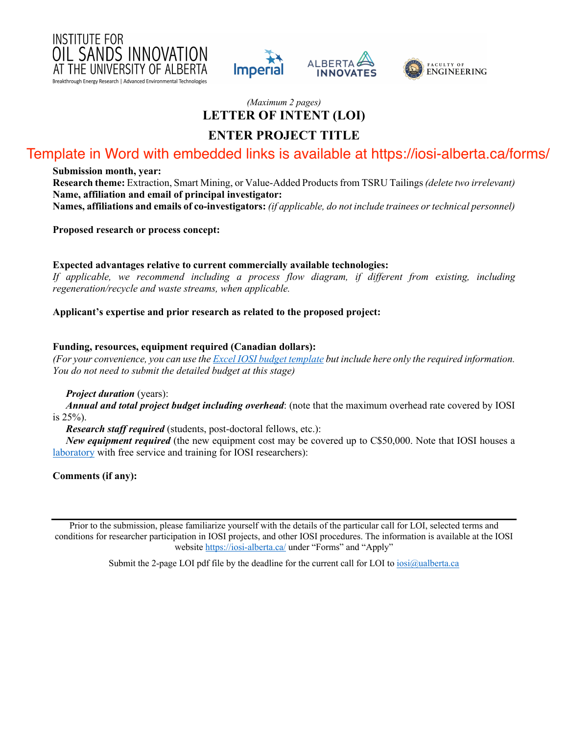INSTITUTE FOR OIL SANDS INNOVATION AT THE UNIVERSITY OF ALBERTA

Breakthrough Energy Research | Advanced Environmental Technologies

Imperial | ALBERTA INNOVATES | FACULTY OF ENGINEERING

*(Maximum 2 pages)*

# LETTER OF INTENT (LOI)

## ENTER PROJECT TITLE

Template in Word with embedded links is available at https://iosi-alberta.ca/forms/

**Submission month, year:**
**Research theme:** Extraction, Smart Mining, or Value-Added Products from TSRU Tailings *(delete two irrelevant)*
**Name, affiliation and email of principal investigator:**
**Names, affiliations and emails of co-investigators:** *(if applicable, do not include trainees or technical personnel)*

**Proposed research or process concept:**

**Expected advantages relative to current commercially available technologies:**
*If applicable, we recommend including a process flow diagram, if different from existing, including regeneration/recycle and waste streams, when applicable.*

**Applicant's expertise and prior research as related to the proposed project:**

**Funding, resources, equipment required (Canadian dollars):**
*(For your convenience, you can use the [Excel IOSI budget template](Excel IOSI budget template) but include here only the required information. You do not need to submit the detailed budget at this stage)*

***Project duration*** (years):
***Annual and total project budget including overhead***: (note that the maximum overhead rate covered by IOSI is 25%).
***Research staff required*** (students, post-doctoral fellows, etc.):
***New equipment required*** (the new equipment cost may be covered up to C$50,000. Note that IOSI houses a [laboratory](laboratory) with free service and training for IOSI researchers):

**Comments (if any):**

---

Prior to the submission, please familiarize yourself with the details of the particular call for LOI, selected terms and conditions for researcher participation in IOSI projects, and other IOSI procedures. The information is available at the IOSI website https://iosi-alberta.ca/ under "Forms" and "Apply"

Submit the 2-page LOI pdf file by the deadline for the current call for LOI to iosi@ualberta.ca